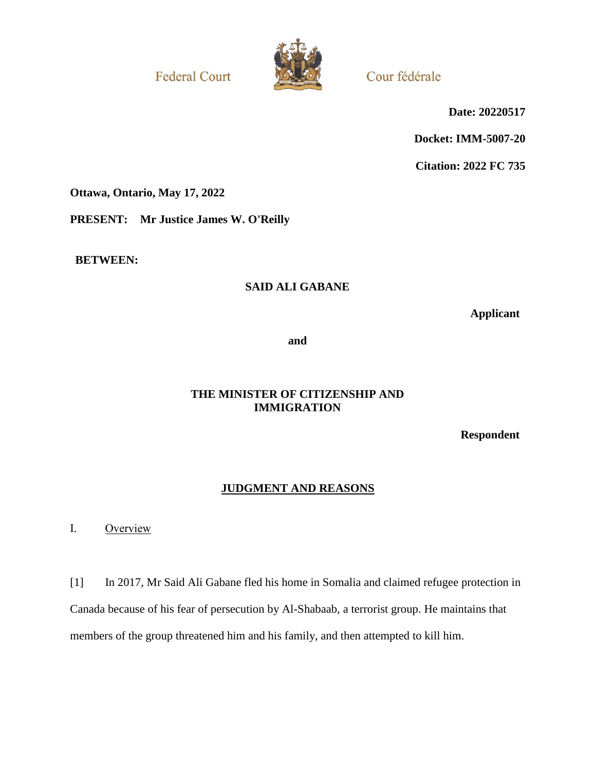Federal Court

Cour fédérale

**Date: 20220517**

**Docket: IMM-5007-20**

**Citation: 2022 FC 735**

**Ottawa, Ontario, May 17, 2022**

**PRESENT: Mr Justice James W. O'Reilly**

**BETWEEN:**

**SAID ALI GABANE**

**Applicant**

**and**

**THE MINISTER OF CITIZENSHIP AND IMMIGRATION**

**Respondent**

## JUDGMENT AND REASONS

### I. Overview

[1] In 2017, Mr Said Ali Gabane fled his home in Somalia and claimed refugee protection in Canada because of his fear of persecution by Al-Shabaab, a terrorist group. He maintains that members of the group threatened him and his family, and then attempted to kill him.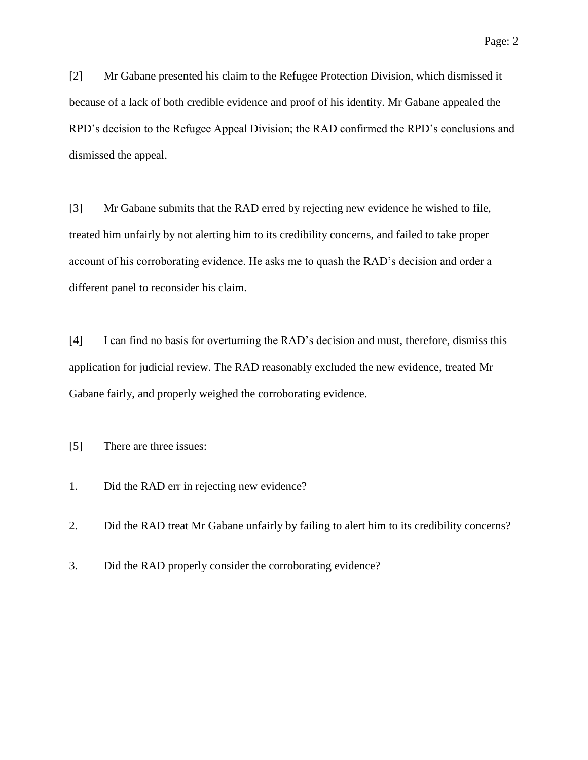[2] Mr Gabane presented his claim to the Refugee Protection Division, which dismissed it because of a lack of both credible evidence and proof of his identity. Mr Gabane appealed the RPD's decision to the Refugee Appeal Division; the RAD confirmed the RPD's conclusions and dismissed the appeal.

[3] Mr Gabane submits that the RAD erred by rejecting new evidence he wished to file, treated him unfairly by not alerting him to its credibility concerns, and failed to take proper account of his corroborating evidence. He asks me to quash the RAD's decision and order a different panel to reconsider his claim.

[4] I can find no basis for overturning the RAD's decision and must, therefore, dismiss this application for judicial review. The RAD reasonably excluded the new evidence, treated Mr Gabane fairly, and properly weighed the corroborating evidence.

[5] There are three issues:

1. Did the RAD err in rejecting new evidence?

2. Did the RAD treat Mr Gabane unfairly by failing to alert him to its credibility concerns?

3. Did the RAD properly consider the corroborating evidence?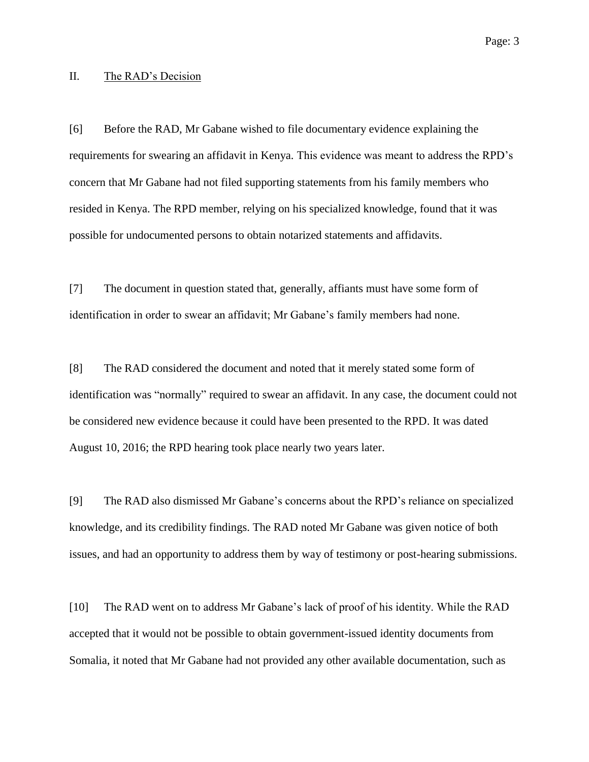## II. The RAD's Decision

[6] Before the RAD, Mr Gabane wished to file documentary evidence explaining the requirements for swearing an affidavit in Kenya. This evidence was meant to address the RPD's concern that Mr Gabane had not filed supporting statements from his family members who resided in Kenya. The RPD member, relying on his specialized knowledge, found that it was possible for undocumented persons to obtain notarized statements and affidavits.

[7] The document in question stated that, generally, affiants must have some form of identification in order to swear an affidavit; Mr Gabane's family members had none.

[8] The RAD considered the document and noted that it merely stated some form of identification was "normally" required to swear an affidavit. In any case, the document could not be considered new evidence because it could have been presented to the RPD. It was dated August 10, 2016; the RPD hearing took place nearly two years later.

[9] The RAD also dismissed Mr Gabane's concerns about the RPD's reliance on specialized knowledge, and its credibility findings. The RAD noted Mr Gabane was given notice of both issues, and had an opportunity to address them by way of testimony or post-hearing submissions.

[10] The RAD went on to address Mr Gabane's lack of proof of his identity. While the RAD accepted that it would not be possible to obtain government-issued identity documents from Somalia, it noted that Mr Gabane had not provided any other available documentation, such as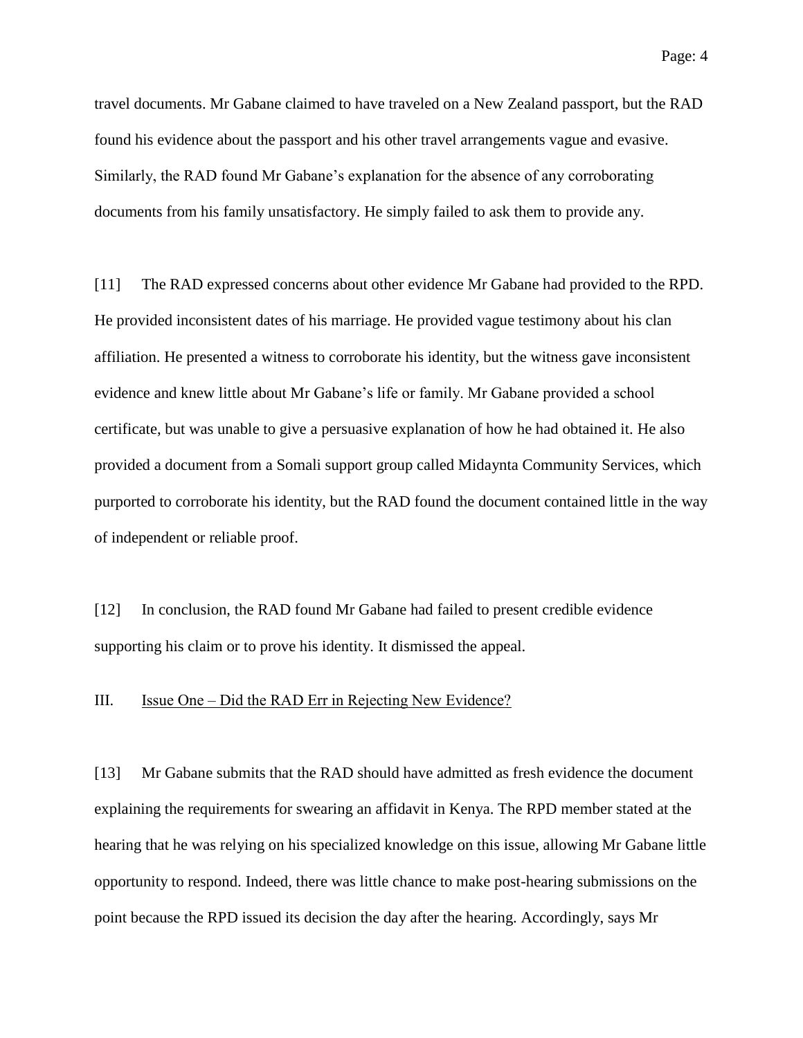travel documents. Mr Gabane claimed to have traveled on a New Zealand passport, but the RAD found his evidence about the passport and his other travel arrangements vague and evasive. Similarly, the RAD found Mr Gabane's explanation for the absence of any corroborating documents from his family unsatisfactory. He simply failed to ask them to provide any.

[11] The RAD expressed concerns about other evidence Mr Gabane had provided to the RPD. He provided inconsistent dates of his marriage. He provided vague testimony about his clan affiliation. He presented a witness to corroborate his identity, but the witness gave inconsistent evidence and knew little about Mr Gabane's life or family. Mr Gabane provided a school certificate, but was unable to give a persuasive explanation of how he had obtained it. He also provided a document from a Somali support group called Midaynta Community Services, which purported to corroborate his identity, but the RAD found the document contained little in the way of independent or reliable proof.

[12] In conclusion, the RAD found Mr Gabane had failed to present credible evidence supporting his claim or to prove his identity. It dismissed the appeal.

## III. Issue One – Did the RAD Err in Rejecting New Evidence?

[13] Mr Gabane submits that the RAD should have admitted as fresh evidence the document explaining the requirements for swearing an affidavit in Kenya. The RPD member stated at the hearing that he was relying on his specialized knowledge on this issue, allowing Mr Gabane little opportunity to respond. Indeed, there was little chance to make post-hearing submissions on the point because the RPD issued its decision the day after the hearing. Accordingly, says Mr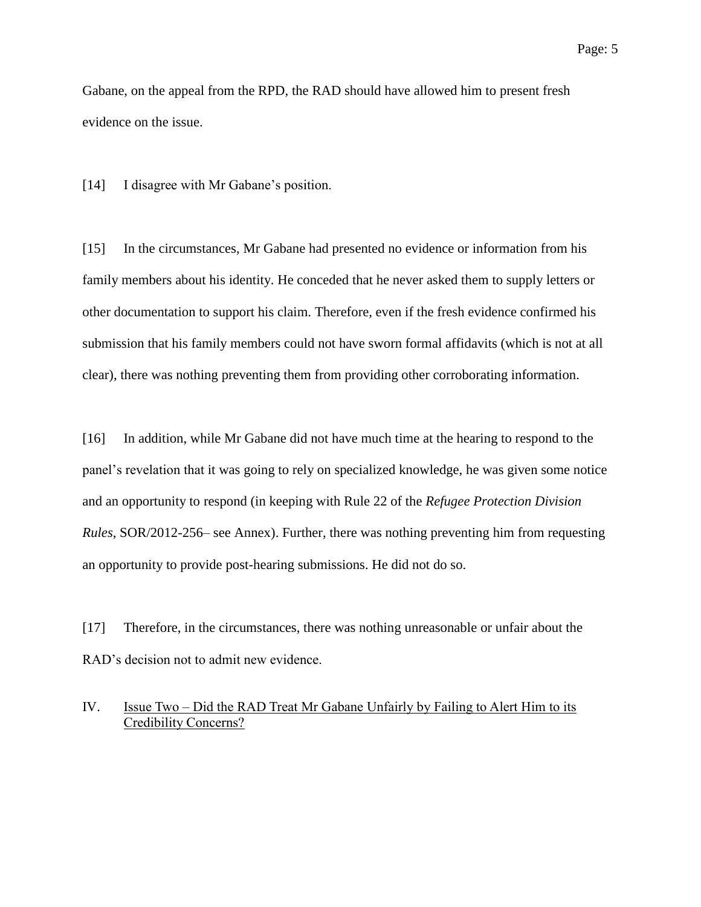Gabane, on the appeal from the RPD, the RAD should have allowed him to present fresh evidence on the issue.

[14] I disagree with Mr Gabane's position.

[15] In the circumstances, Mr Gabane had presented no evidence or information from his family members about his identity. He conceded that he never asked them to supply letters or other documentation to support his claim. Therefore, even if the fresh evidence confirmed his submission that his family members could not have sworn formal affidavits (which is not at all clear), there was nothing preventing them from providing other corroborating information.

[16] In addition, while Mr Gabane did not have much time at the hearing to respond to the panel's revelation that it was going to rely on specialized knowledge, he was given some notice and an opportunity to respond (in keeping with Rule 22 of the *Refugee Protection Division Rules*, SOR/2012-256– see Annex). Further, there was nothing preventing him from requesting an opportunity to provide post-hearing submissions. He did not do so.

[17] Therefore, in the circumstances, there was nothing unreasonable or unfair about the RAD's decision not to admit new evidence.

## IV. Issue Two – Did the RAD Treat Mr Gabane Unfairly by Failing to Alert Him to its Credibility Concerns?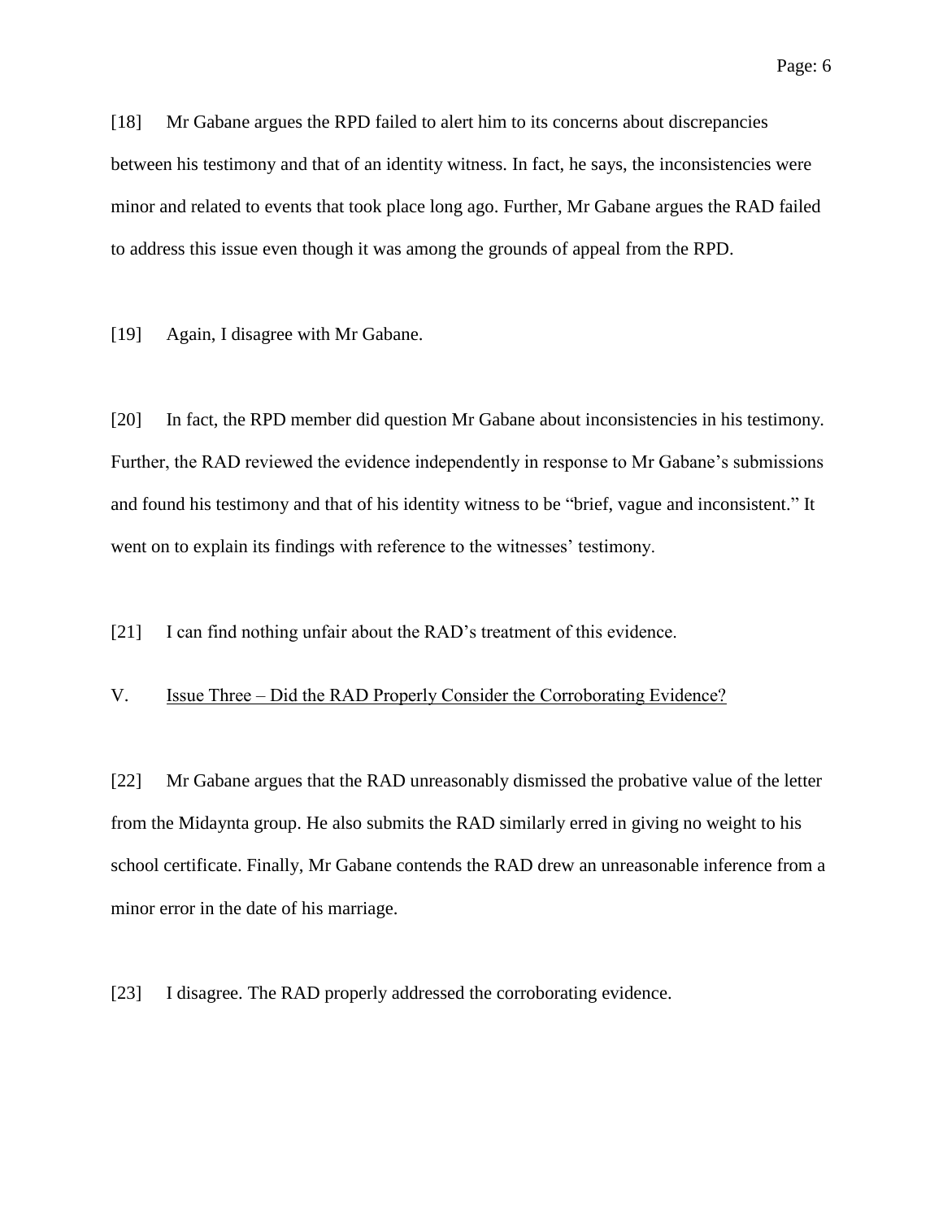[18] Mr Gabane argues the RPD failed to alert him to its concerns about discrepancies between his testimony and that of an identity witness. In fact, he says, the inconsistencies were minor and related to events that took place long ago. Further, Mr Gabane argues the RAD failed to address this issue even though it was among the grounds of appeal from the RPD.

[19] Again, I disagree with Mr Gabane.

[20] In fact, the RPD member did question Mr Gabane about inconsistencies in his testimony. Further, the RAD reviewed the evidence independently in response to Mr Gabane's submissions and found his testimony and that of his identity witness to be "brief, vague and inconsistent." It went on to explain its findings with reference to the witnesses' testimony.

[21] I can find nothing unfair about the RAD's treatment of this evidence.

## V. Issue Three – Did the RAD Properly Consider the Corroborating Evidence?

[22] Mr Gabane argues that the RAD unreasonably dismissed the probative value of the letter from the Midaynta group. He also submits the RAD similarly erred in giving no weight to his school certificate. Finally, Mr Gabane contends the RAD drew an unreasonable inference from a minor error in the date of his marriage.

[23] I disagree. The RAD properly addressed the corroborating evidence.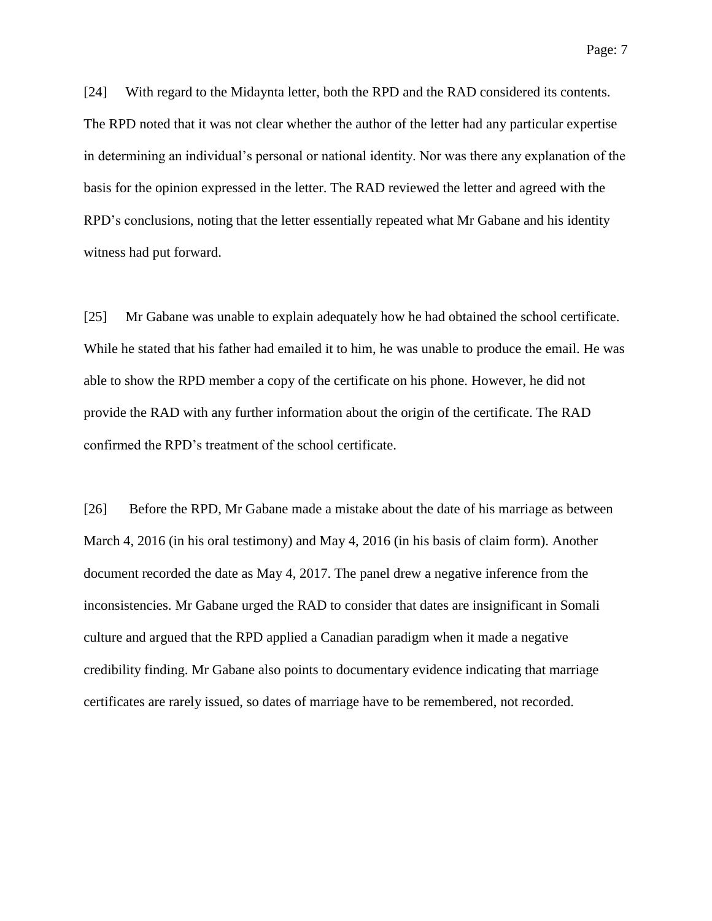[24] With regard to the Midaynta letter, both the RPD and the RAD considered its contents. The RPD noted that it was not clear whether the author of the letter had any particular expertise in determining an individual's personal or national identity. Nor was there any explanation of the basis for the opinion expressed in the letter. The RAD reviewed the letter and agreed with the RPD's conclusions, noting that the letter essentially repeated what Mr Gabane and his identity witness had put forward.

[25] Mr Gabane was unable to explain adequately how he had obtained the school certificate. While he stated that his father had emailed it to him, he was unable to produce the email. He was able to show the RPD member a copy of the certificate on his phone. However, he did not provide the RAD with any further information about the origin of the certificate. The RAD confirmed the RPD's treatment of the school certificate.

[26] Before the RPD, Mr Gabane made a mistake about the date of his marriage as between March 4, 2016 (in his oral testimony) and May 4, 2016 (in his basis of claim form). Another document recorded the date as May 4, 2017. The panel drew a negative inference from the inconsistencies. Mr Gabane urged the RAD to consider that dates are insignificant in Somali culture and argued that the RPD applied a Canadian paradigm when it made a negative credibility finding. Mr Gabane also points to documentary evidence indicating that marriage certificates are rarely issued, so dates of marriage have to be remembered, not recorded.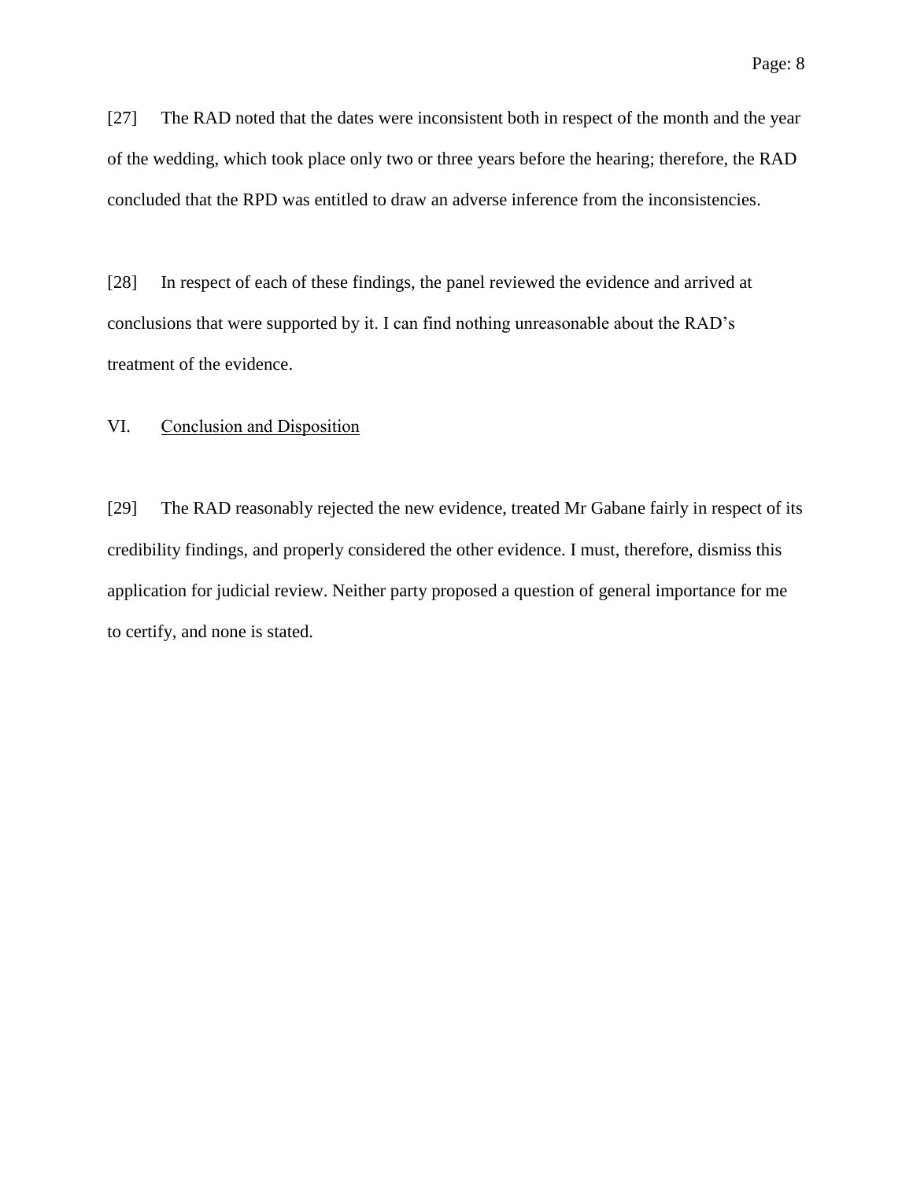[27] The RAD noted that the dates were inconsistent both in respect of the month and the year of the wedding, which took place only two or three years before the hearing; therefore, the RAD concluded that the RPD was entitled to draw an adverse inference from the inconsistencies.

[28] In respect of each of these findings, the panel reviewed the evidence and arrived at conclusions that were supported by it. I can find nothing unreasonable about the RAD's treatment of the evidence.

## VI. Conclusion and Disposition

[29] The RAD reasonably rejected the new evidence, treated Mr Gabane fairly in respect of its credibility findings, and properly considered the other evidence. I must, therefore, dismiss this application for judicial review. Neither party proposed a question of general importance for me to certify, and none is stated.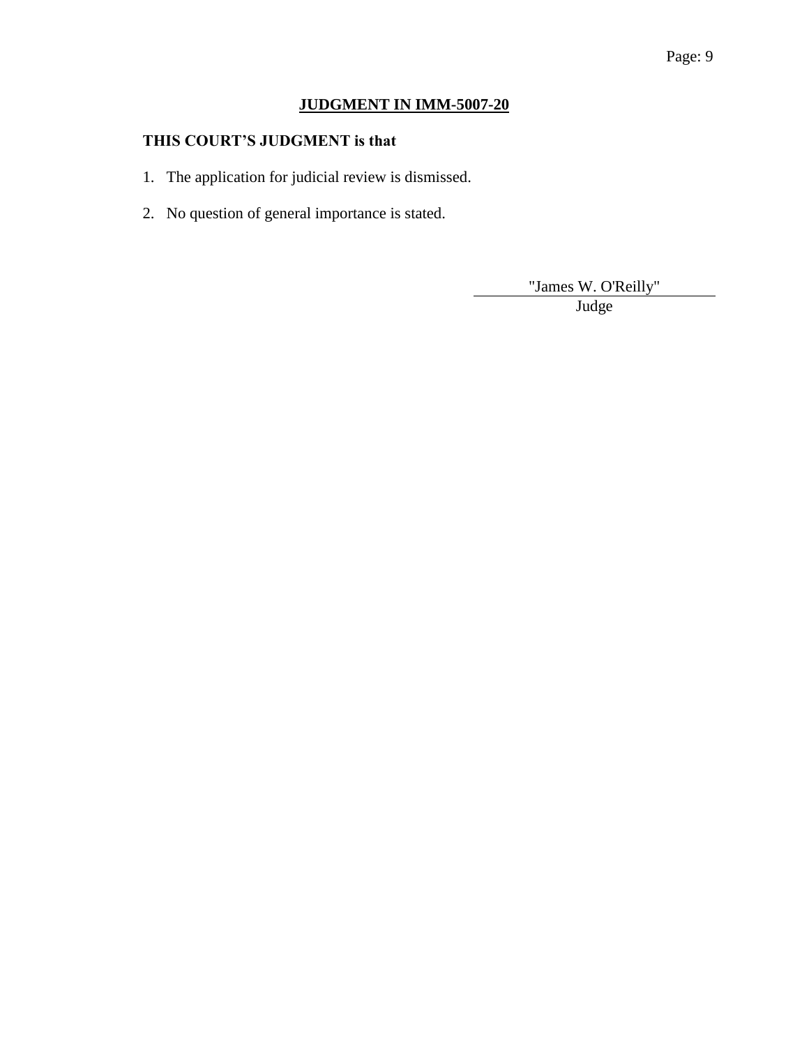## JUDGMENT IN IMM-5007-20

**THIS COURT'S JUDGMENT is that**

1. The application for judicial review is dismissed.
2. No question of general importance is stated.

"James W. O'Reilly"
Judge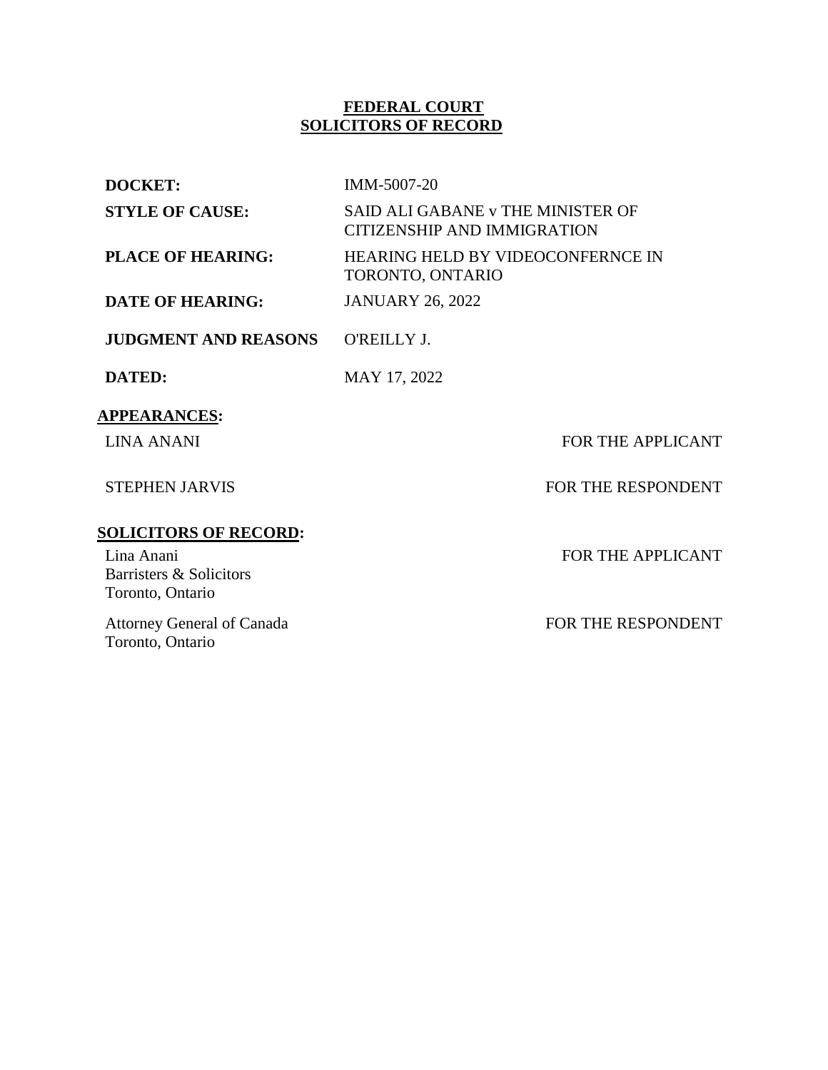**FEDERAL COURT**
**SOLICITORS OF RECORD**

| | |
|---|---|
| **DOCKET:** | IMM-5007-20 |
| **STYLE OF CAUSE:** | SAID ALI GABANE v THE MINISTER OF CITIZENSHIP AND IMMIGRATION |
| **PLACE OF HEARING:** | HEARING HELD BY VIDEOCONFERNCE IN TORONTO, ONTARIO |
| **DATE OF HEARING:** | JANUARY 26, 2022 |
| **JUDGMENT AND REASONS** | O'REILLY J. |
| **DATED:** | MAY 17, 2022 |

**APPEARANCES:**

| | |
|---|---|
| LINA ANANI | FOR THE APPLICANT |
| STEPHEN JARVIS | FOR THE RESPONDENT |

**SOLICITORS OF RECORD:**

| | |
|---|---|
| Lina Anani<br>Barristers & Solicitors<br>Toronto, Ontario | FOR THE APPLICANT |
| Attorney General of Canada<br>Toronto, Ontario | FOR THE RESPONDENT |